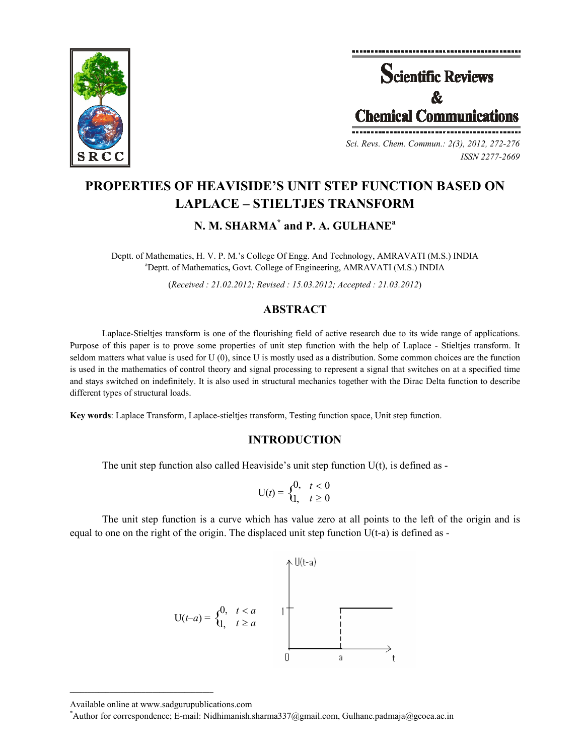# PROPERTIES OF HEAVISIDE'S UNIT STEP FUNCTION BASED ON LAPLACE – STIELTJES TRANSFORM

**N. M. SHARMA[*] and P. A. GULHANE[a]**

Deptt. of Mathematics, H. V. P. M.'s College Of Engg. And Technology, AMRAVATI (M.S.) INDIA
[a]Deptt. of Mathematics, Govt. College of Engineering, AMRAVATI (M.S.) INDIA

(*Received : 21.02.2012; Revised : 15.03.2012; Accepted : 21.03.2012*)

## ABSTRACT

Laplace-Stieltjes transform is one of the flourishing field of active research due to its wide range of applications. Purpose of this paper is to prove some properties of unit step function with the help of Laplace - Stieltjes transform. It seldom matters what value is used for U (0), since U is mostly used as a distribution. Some common choices are the function is used in the mathematics of control theory and signal processing to represent a signal that switches on at a specified time and stays switched on indefinitely. It is also used in structural mechanics together with the Dirac Delta function to describe different types of structural loads.

**Key words**: Laplace Transform, Laplace-stieltjes transform, Testing function space, Unit step function.

## INTRODUCTION

The unit step function also called Heaviside's unit step function U(t), is defined as -

$$U(t) = \begin{cases} 0, & t < 0 \\ 1, & t \geq 0 \end{cases}$$

The unit step function is a curve which has value zero at all points to the left of the origin and is equal to one on the right of the origin. The displaced unit step function U(t-a) is defined as -

$$U(t-a) = \begin{cases} 0, & t < a \\ 1, & t \geq a \end{cases}$$

Available online at www.sadgurupublications.com

[*]Author for correspondence; E-mail: Nidhimanish.sharma337@gmail.com, Gulhane.padmaja@gcoea.ac.in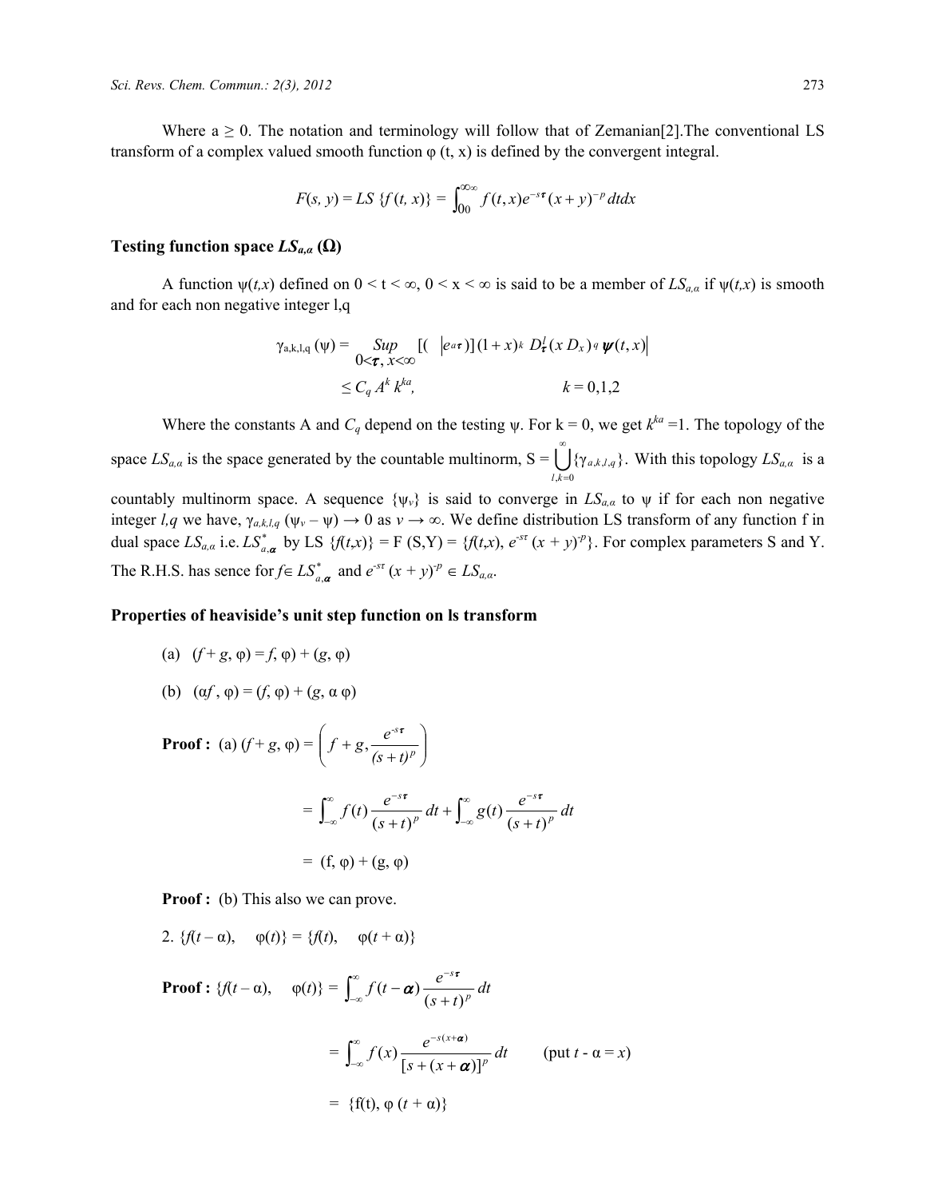Where a ≥ 0. The notation and terminology will follow that of Zemanian[2].The conventional LS transform of a complex valued smooth function φ (t, x) is defined by the convergent integral.

$$F(s, y) = LS\ \{f(t, x)\} = \int_{00}^{\infty\infty} f(t,x)e^{-s\tau}(x+y)^{-p}\,dtdx$$

### Testing function space $LS_{a,\alpha}$ (Ω)

A function ψ(*t*,*x*) defined on 0 < t < ∞, 0 < x < ∞ is said to be a member of $LS_{a,\alpha}$ if ψ(*t*,*x*) is smooth and for each non negative integer l,q

$$\gamma_{a,k,l,q}(\psi) = \underset{0<\tau,\, x<\infty}{Sup}\ [(\ |e^{a\tau})](1+x)^k\, D_\tau^l (x D_x)^q\, \psi(t,x)|$$

$$\leq C_q A^k k^{ka}, \qquad\qquad k = 0,1,2$$

Where the constants A and $C_q$ depend on the testing ψ. For k = 0, we get $k^{ka}$ =1. The topology of the space $LS_{a,\alpha}$ is the space generated by the countable multinorm, S = $\bigcup_{l,k=0}^{\infty}\{\gamma_{a,k,l,q}\}$. With this topology $LS_{a,\alpha}$ is a countably multinorm space. A sequence $\{\psi_v\}$ is said to converge in $LS_{a,\alpha}$ to ψ if for each non negative integer *l,q* we have, $\gamma_{a,k,l,q}(\psi_v - \psi) \to 0$ as $v \to \infty$. We define distribution LS transform of any function f in dual space $LS_{a,\alpha}$ i.e. $LS^*_{a,\alpha}$ by LS {*f*(*t*,*x*)} = F (S,Y) = {*f*(*t*,*x*), $e^{-s\tau}(x+y)^{-p}$}. For complex parameters S and Y. The R.H.S. has sence for $f \in LS^*_{a,\alpha}$ and $e^{-s\tau}(x+y)^{-p} \in LS_{a,\alpha}$.

### Properties of heaviside's unit step function on ls transform

(a) (*f* + *g*, φ) = *f*, φ) + (*g*, φ)

(b) (α*f* , φ) = (*f*, φ) + (*g*, α φ)

**Proof :** (a) $(f+g, \varphi) = \left(f+g, \dfrac{e^{-s\tau}}{(s+t)^p}\right)$

$$= \int_{-\infty}^{\infty} f(t)\frac{e^{-s\tau}}{(s+t)^p}\,dt + \int_{-\infty}^{\infty} g(t)\frac{e^{-s\tau}}{(s+t)^p}\,dt$$

= (f, φ) + (g, φ)

**Proof :** (b) This also we can prove.

2. {*f*(*t* – α), φ(*t*)} = {*f*(*t*), φ(*t* + α)}

**Proof :** $\{f(t-\alpha),\ \varphi(t)\} = \int_{-\infty}^{\infty} f(t-\alpha)\dfrac{e^{-s\tau}}{(s+t)^p}\,dt$

$$= \int_{-\infty}^{\infty} f(x)\frac{e^{-s(x+\alpha)}}{[s+(x+\alpha)]^p}\,dt \qquad \text{(put } t - \alpha = x\text{)}$$

= {f(t), φ (*t* + α)}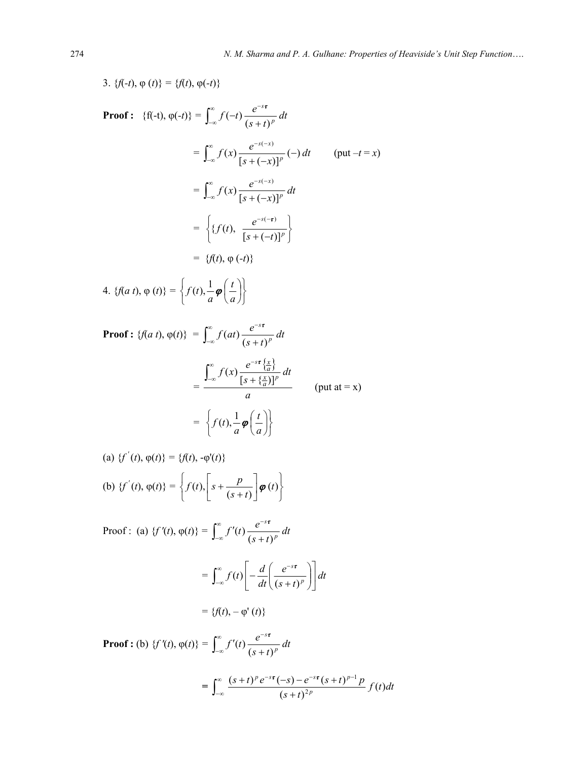3. $\{f(-t), \varphi(t)\} = \{f(t), \varphi(-t)\}$

**Proof :** $\{f(-t), \varphi(-t)\} = \int_{-\infty}^{\infty} f(-t)\,\frac{e^{-s\tau}}{(s+t)^p}\,dt$

$$= \int_{-\infty}^{\infty} f(x)\,\frac{e^{-s(-x)}}{[s+(-x)]^p}\,(-)\,dt \qquad \text{(put } -t = x\text{)}$$

$$= \int_{-\infty}^{\infty} f(x)\,\frac{e^{-s(-x)}}{[s+(-x)]^p}\,dt$$

$$= \left\{\{f(t),\ \frac{e^{-s(-\tau)}}{[s+(-t)]^p}\right\}$$

$$= \{f(t), \varphi(-t)\}$$

4. $\{f(a\,t), \varphi(t)\} = \left\{f(t), \frac{1}{a}\varphi\left(\frac{t}{a}\right)\right\}$

**Proof :** $\{f(a\,t), \varphi(t)\} = \int_{-\infty}^{\infty} f(at)\,\frac{e^{-s\tau}}{(s+t)^p}\,dt$

$$= \frac{\int_{-\infty}^{\infty} f(x)\,\frac{e^{-s\tau\left\{\frac{x}{a}\right\}}}{[s+\{\frac{x}{a}\}]^p}\,dt}{a} \qquad \text{(put at = x)}$$

$$= \left\{f(t), \frac{1}{a}\varphi\left(\frac{t}{a}\right)\right\}$$

(a) $\{f'(t), \varphi(t)\} = \{f(t), -\varphi'(t)\}$

(b) $\{f'(t), \varphi(t)\} = \left\{f(t), \left[s + \frac{p}{(s+t)}\right]\varphi(t)\right\}$

Proof : (a) $\{f'(t), \varphi(t)\} = \int_{-\infty}^{\infty} f'(t)\,\frac{e^{-s\tau}}{(s+t)^p}\,dt$

$$= \int_{-\infty}^{\infty} f(t)\left[-\frac{d}{dt}\left(\frac{e^{-s\tau}}{(s+t)^p}\right)\right]dt$$

$$= \{f(t), -\varphi'(t)\}$$

**Proof :** (b) $\{f'(t), \varphi(t)\} = \int_{-\infty}^{\infty} f'(t)\,\frac{e^{-s\tau}}{(s+t)^p}\,dt$

$$= \int_{-\infty}^{\infty} \frac{(s+t)^p e^{-s\tau}(-s) - e^{-s\tau}(s+t)^{p-1}p}{(s+t)^{2p}}\,f(t)dt$$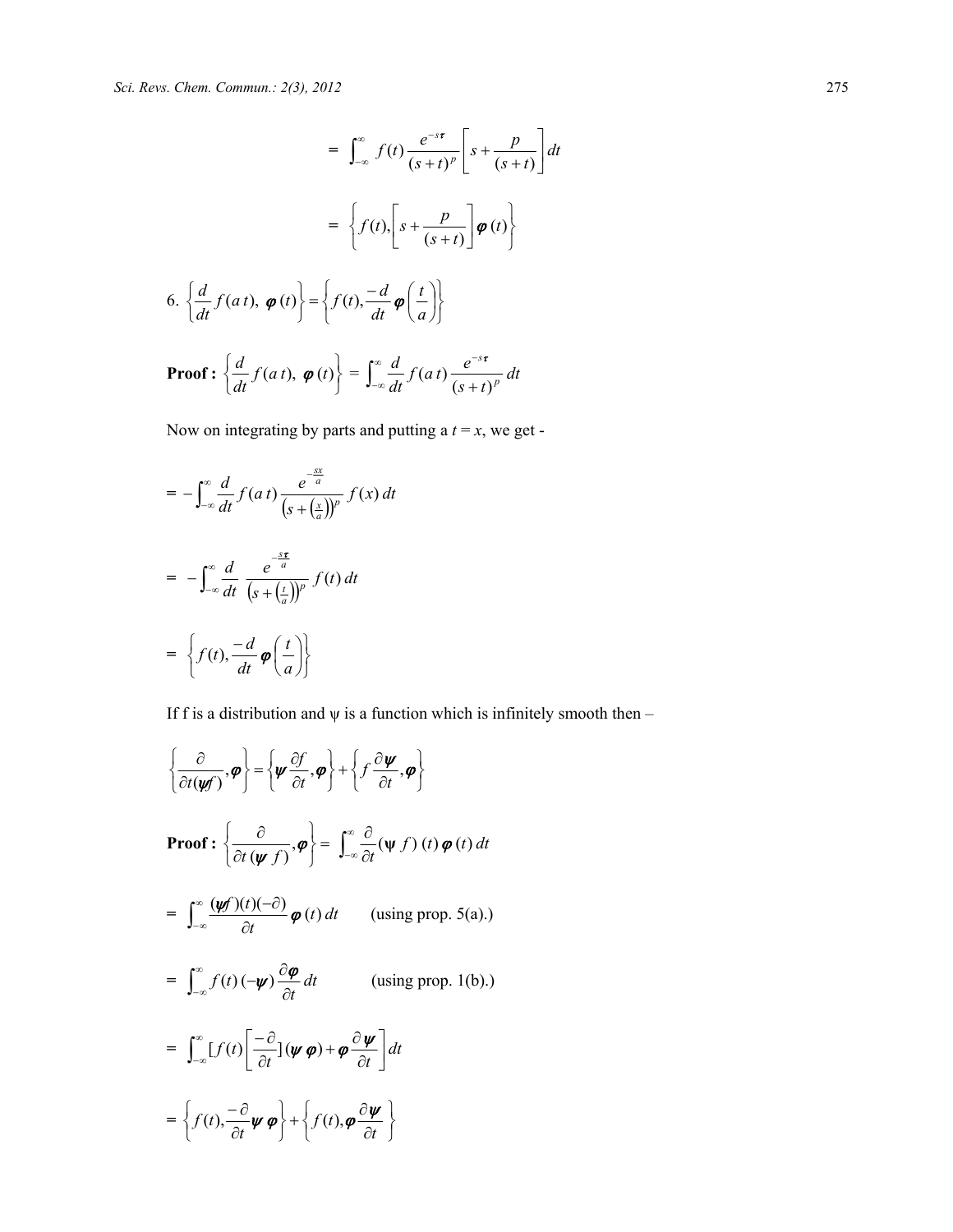$$= \int_{-\infty}^{\infty} f(t) \frac{e^{-s\tau}}{(s+t)^p} \left[ s + \frac{p}{(s+t)} \right] dt$$

$$= \left\{ f(t), \left[ s + \frac{p}{(s+t)} \right] \boldsymbol{\varphi}(t) \right\}$$

6. $\left\{ \frac{d}{dt} f(a\,t),\ \boldsymbol{\varphi}(t) \right\} = \left\{ f(t), \frac{-d}{dt} \boldsymbol{\varphi}\left(\frac{t}{a}\right) \right\}$

**Proof :** $\left\{ \frac{d}{dt} f(a\,t),\ \boldsymbol{\varphi}(t) \right\} = \int_{-\infty}^{\infty} \frac{d}{dt} f(a\,t) \frac{e^{-s\tau}}{(s+t)^p}\, dt$

Now on integrating by parts and putting a $t = x$, we get -

$$= -\int_{-\infty}^{\infty} \frac{d}{dt} f(a\,t) \frac{e^{-\frac{sx}{a}}}{\left(s + \left(\frac{x}{a}\right)\right)^p} f(x)\, dt$$

$$= -\int_{-\infty}^{\infty} \frac{d}{dt}\ \frac{e^{-\frac{s\tau}{a}}}{\left(s + \left(\frac{t}{a}\right)\right)^p} f(t)\, dt$$

$$= \left\{ f(t), \frac{-d}{dt} \boldsymbol{\varphi}\left(\frac{t}{a}\right) \right\}$$

If f is a distribution and $\psi$ is a function which is infinitely smooth then –

$$\left\{ \frac{\partial}{\partial t(\boldsymbol{\psi} f)}, \boldsymbol{\varphi} \right\} = \left\{ \boldsymbol{\psi} \frac{\partial f}{\partial t}, \boldsymbol{\varphi} \right\} + \left\{ f \frac{\partial \boldsymbol{\psi}}{\partial t}, \boldsymbol{\varphi} \right\}$$

**Proof :** $\left\{ \frac{\partial}{\partial t\,(\boldsymbol{\psi}\ f)}, \boldsymbol{\varphi} \right\} = \int_{-\infty}^{\infty} \frac{\partial}{\partial t} (\psi\ f)\ (t)\ \boldsymbol{\varphi}(t)\, dt$

$$= \int_{-\infty}^{\infty} \frac{(\boldsymbol{\psi} f)(t)(-\partial)}{\partial t} \boldsymbol{\varphi}(t)\, dt \qquad \text{(using prop. 5(a).)}$$

$$= \int_{-\infty}^{\infty} f(t)\,(-\boldsymbol{\psi}) \frac{\partial \boldsymbol{\varphi}}{\partial t}\, dt \qquad \text{(using prop. 1(b).)}$$

$$= \int_{-\infty}^{\infty} [f(t) \left[ \frac{-\partial}{\partial t} \right] (\boldsymbol{\psi}\, \boldsymbol{\varphi}) + \boldsymbol{\varphi} \frac{\partial \boldsymbol{\psi}}{\partial t} \right] dt$$

$$= \left\{ f(t), \frac{-\partial}{\partial t} \boldsymbol{\psi}\, \boldsymbol{\varphi} \right\} + \left\{ f(t), \boldsymbol{\varphi} \frac{\partial \boldsymbol{\psi}}{\partial t} \right\}$$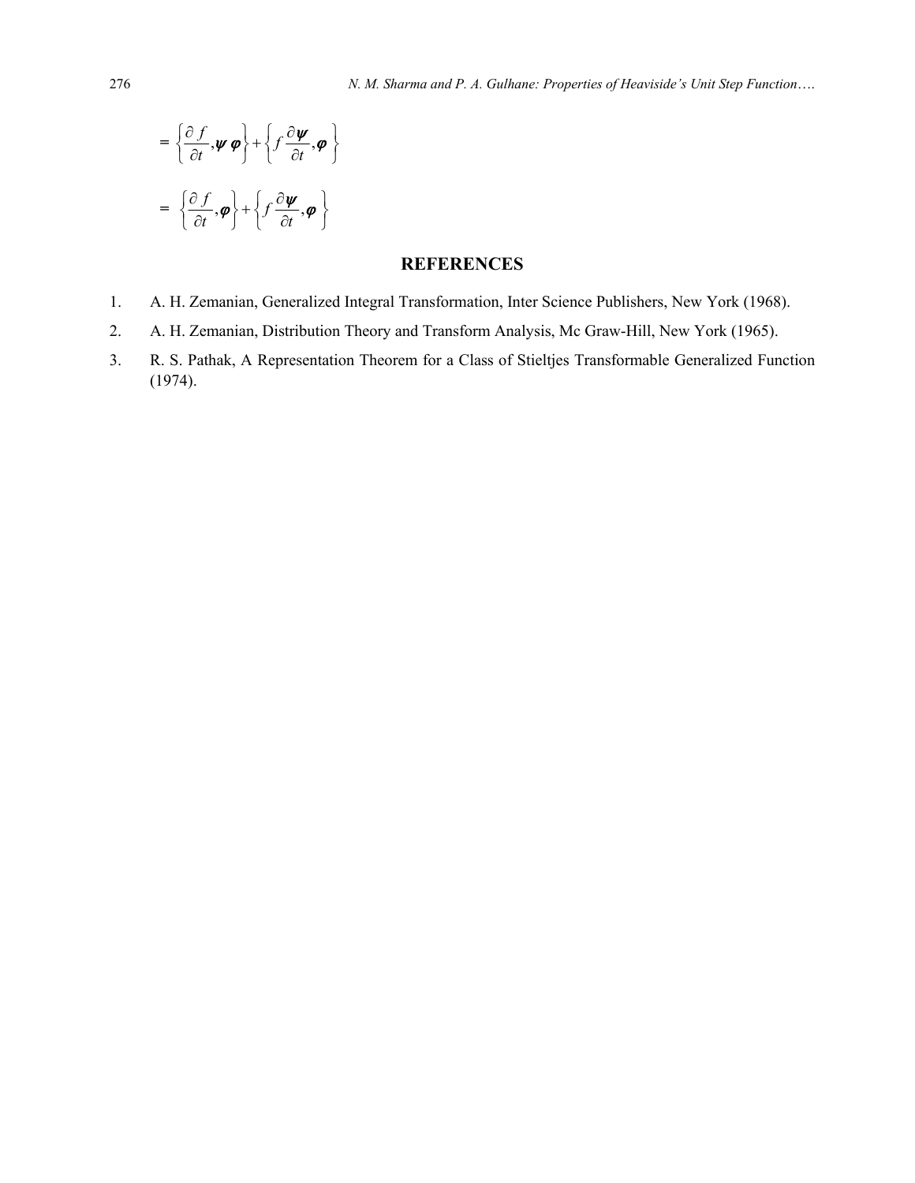$$= \left\{ \frac{\partial f}{\partial t}, \boldsymbol{\psi}\, \boldsymbol{\varphi} \right\} + \left\{ f \frac{\partial \boldsymbol{\psi}}{\partial t}, \boldsymbol{\varphi} \right\}$$

$$= \left\{ \frac{\partial f}{\partial t}, \boldsymbol{\varphi} \right\} + \left\{ f \frac{\partial \boldsymbol{\psi}}{\partial t}, \boldsymbol{\varphi} \right\}$$

## REFERENCES

1. A. H. Zemanian, Generalized Integral Transformation, Inter Science Publishers, New York (1968).
2. A. H. Zemanian, Distribution Theory and Transform Analysis, Mc Graw-Hill, New York (1965).
3. R. S. Pathak, A Representation Theorem for a Class of Stieltjes Transformable Generalized Function (1974).